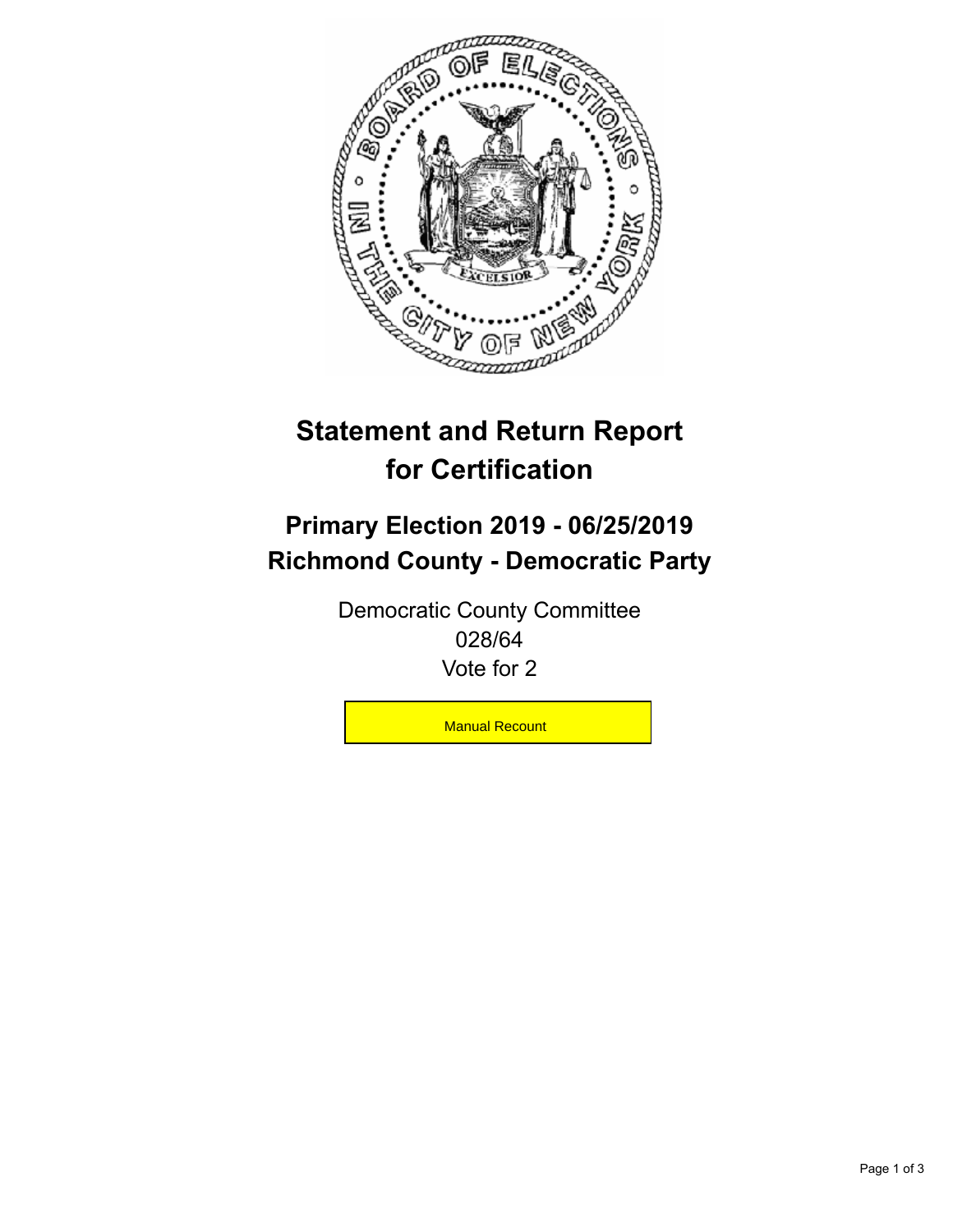# Statement and Return Report for Certification

## Primary Election 2019 - 06/25/2019
## Richmond County - Democratic Party

Democratic County Committee
028/64
Vote for 2

Manual Recount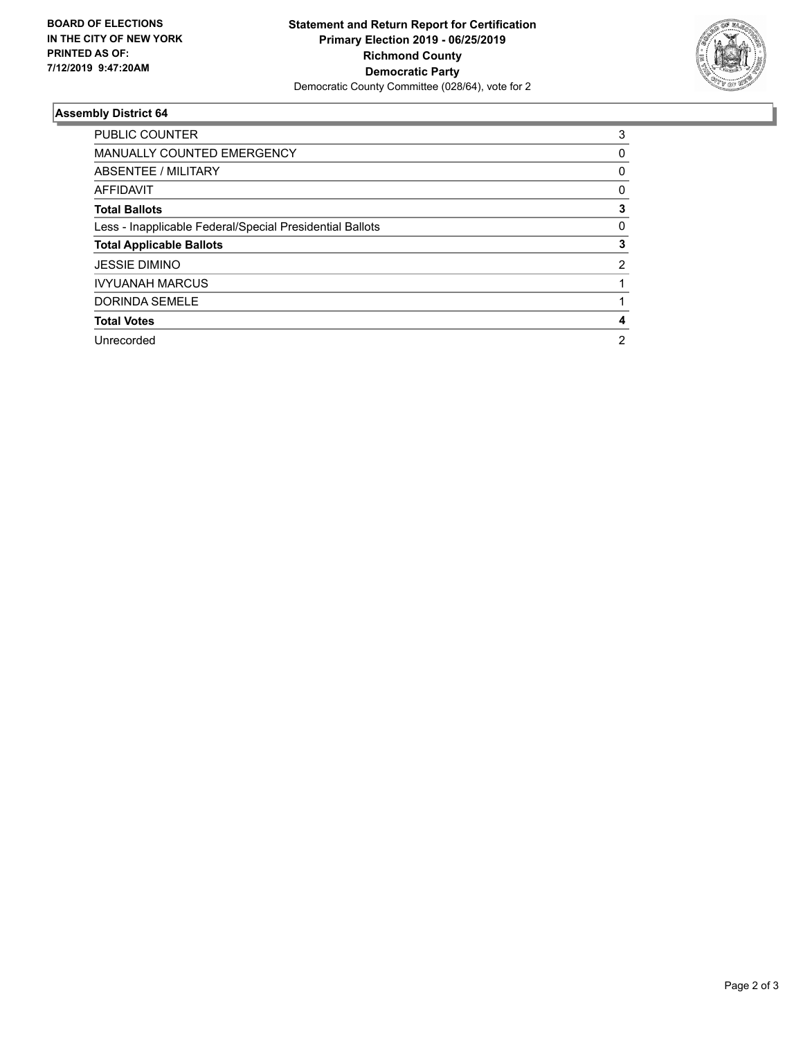**BOARD OF ELECTIONS IN THE CITY OF NEW YORK PRINTED AS OF: 7/12/2019 9:47:20AM**

**Statement and Return Report for Certification Primary Election 2019 - 06/25/2019 Richmond County Democratic Party**

Democratic County Committee (028/64), vote for 2

### Assembly District 64

| | |
|---|---|
| PUBLIC COUNTER | 3 |
| MANUALLY COUNTED EMERGENCY | 0 |
| ABSENTEE / MILITARY | 0 |
| AFFIDAVIT | 0 |
| **Total Ballots** | **3** |
| Less - Inapplicable Federal/Special Presidential Ballots | 0 |
| **Total Applicable Ballots** | **3** |
| JESSIE DIMINO | 2 |
| IVYUANAH MARCUS | 1 |
| DORINDA SEMELE | 1 |
| **Total Votes** | **4** |
| Unrecorded | 2 |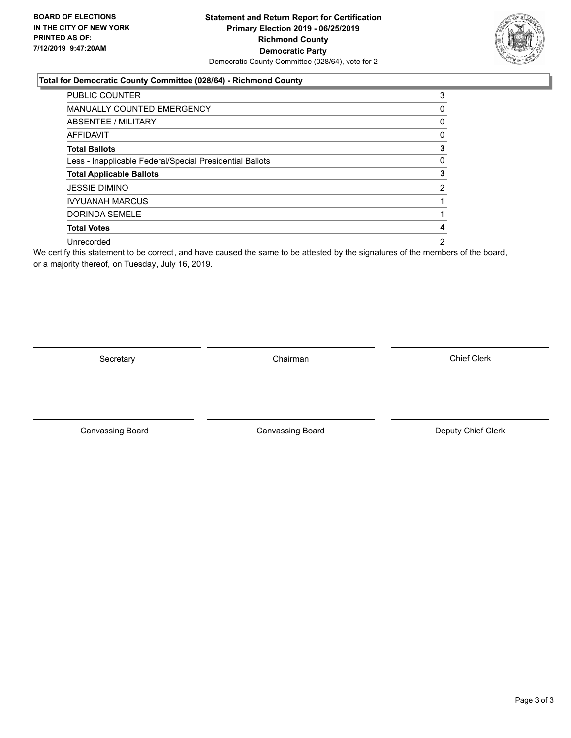**BOARD OF ELECTIONS IN THE CITY OF NEW YORK PRINTED AS OF: 7/12/2019 9:47:20AM**

**Statement and Return Report for Certification**
**Primary Election 2019 - 06/25/2019**
**Richmond County**
**Democratic Party**
Democratic County Committee (028/64), vote for 2

**Total for Democratic County Committee (028/64) - Richmond County**

| | |
|---|---|
| PUBLIC COUNTER | 3 |
| MANUALLY COUNTED EMERGENCY | 0 |
| ABSENTEE / MILITARY | 0 |
| AFFIDAVIT | 0 |
| **Total Ballots** | **3** |
| Less - Inapplicable Federal/Special Presidential Ballots | 0 |
| **Total Applicable Ballots** | **3** |
| JESSIE DIMINO | 2 |
| IVYUANAH MARCUS | 1 |
| DORINDA SEMELE | 1 |
| **Total Votes** | **4** |
| Unrecorded | 2 |

We certify this statement to be correct, and have caused the same to be attested by the signatures of the members of the board, or a majority thereof, on Tuesday, July 16, 2019.

Secretary

Chairman

Chief Clerk

Canvassing Board

Canvassing Board

Deputy Chief Clerk